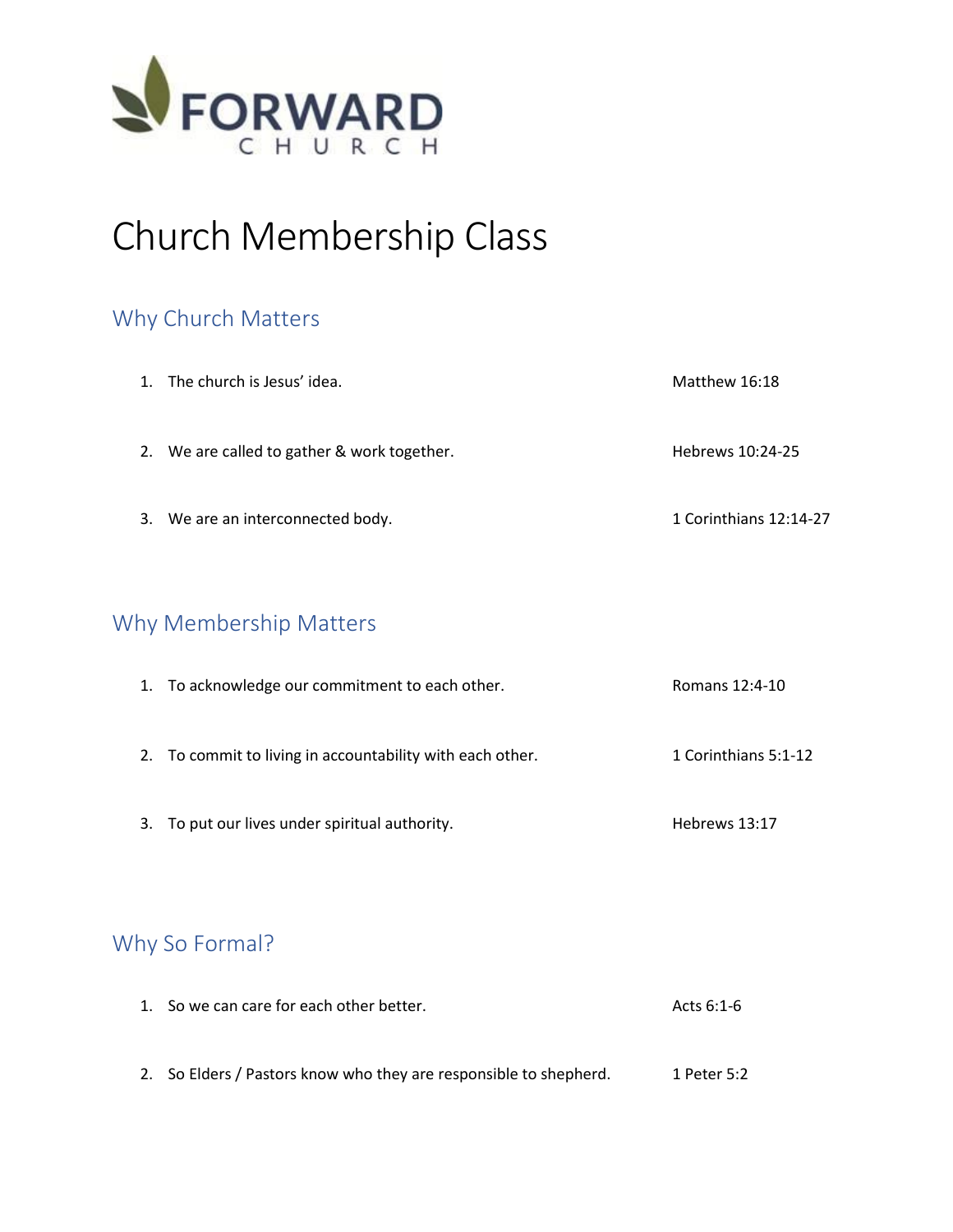FORWARD CHURCH

# Church Membership Class

## Why Church Matters

1. The church is Jesus' idea. Matthew 16:18

2. We are called to gather & work together. Hebrews 10:24-25

3. We are an interconnected body. 1 Corinthians 12:14-27

## Why Membership Matters

1. To acknowledge our commitment to each other. Romans 12:4-10

2. To commit to living in accountability with each other. 1 Corinthians 5:1-12

3. To put our lives under spiritual authority. Hebrews 13:17

## Why So Formal?

1. So we can care for each other better. Acts 6:1-6

2. So Elders / Pastors know who they are responsible to shepherd. 1 Peter 5:2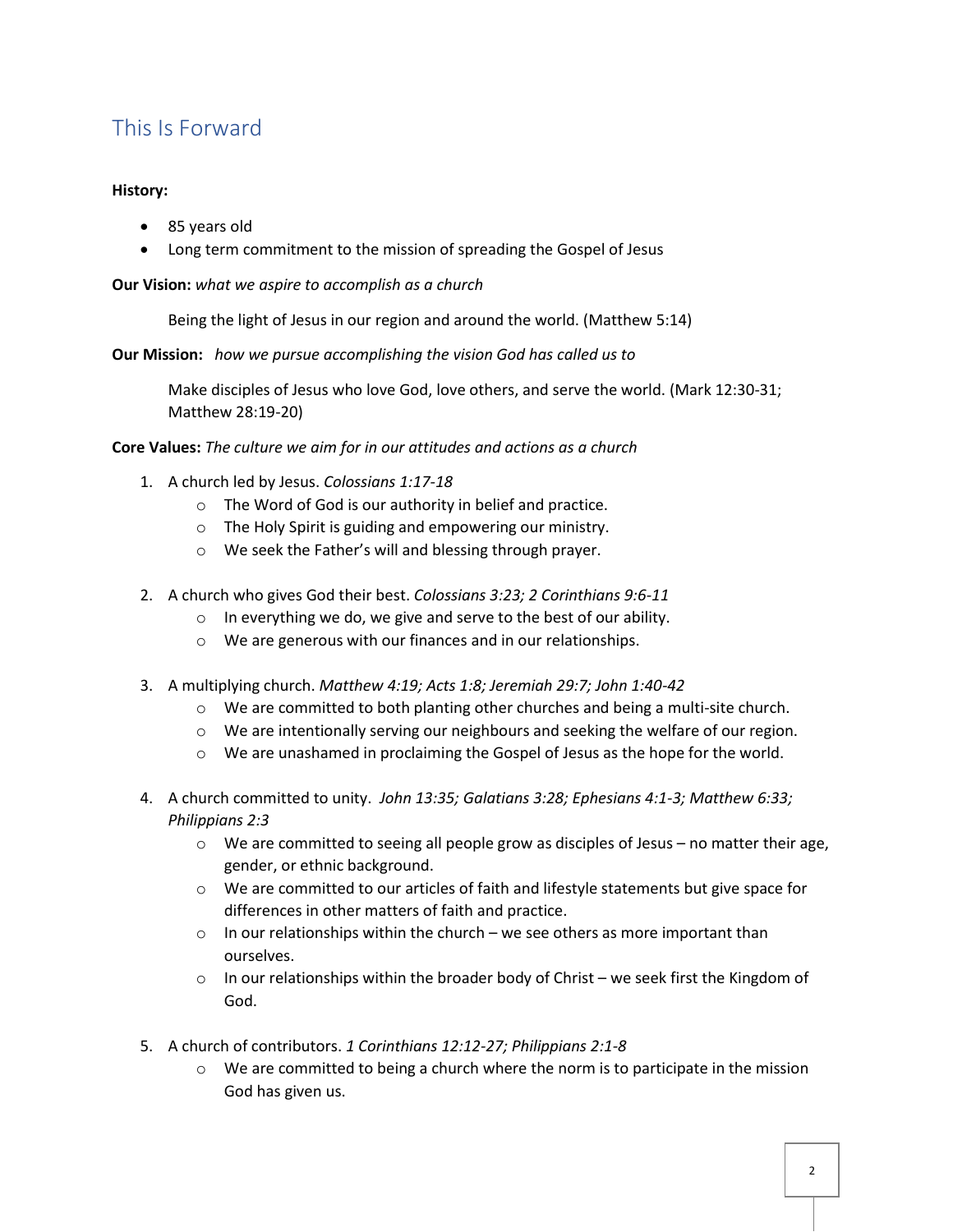# This Is Forward

**History:**

- 85 years old
- Long term commitment to the mission of spreading the Gospel of Jesus

**Our Vision:** *what we aspire to accomplish as a church*

Being the light of Jesus in our region and around the world. (Matthew 5:14)

**Our Mission:** *how we pursue accomplishing the vision God has called us to*

Make disciples of Jesus who love God, love others, and serve the world. (Mark 12:30-31; Matthew 28:19-20)

**Core Values:** *The culture we aim for in our attitudes and actions as a church*

1. A church led by Jesus. *Colossians 1:17-18*
   - The Word of God is our authority in belief and practice.
   - The Holy Spirit is guiding and empowering our ministry.
   - We seek the Father's will and blessing through prayer.

2. A church who gives God their best. *Colossians 3:23; 2 Corinthians 9:6-11*
   - In everything we do, we give and serve to the best of our ability.
   - We are generous with our finances and in our relationships.

3. A multiplying church. *Matthew 4:19; Acts 1:8; Jeremiah 29:7; John 1:40-42*
   - We are committed to both planting other churches and being a multi-site church.
   - We are intentionally serving our neighbours and seeking the welfare of our region.
   - We are unashamed in proclaiming the Gospel of Jesus as the hope for the world.

4. A church committed to unity. *John 13:35; Galatians 3:28; Ephesians 4:1-3; Matthew 6:33; Philippians 2:3*
   - We are committed to seeing all people grow as disciples of Jesus – no matter their age, gender, or ethnic background.
   - We are committed to our articles of faith and lifestyle statements but give space for differences in other matters of faith and practice.
   - In our relationships within the church – we see others as more important than ourselves.
   - In our relationships within the broader body of Christ – we seek first the Kingdom of God.

5. A church of contributors. *1 Corinthians 12:12-27; Philippians 2:1-8*
   - We are committed to being a church where the norm is to participate in the mission God has given us.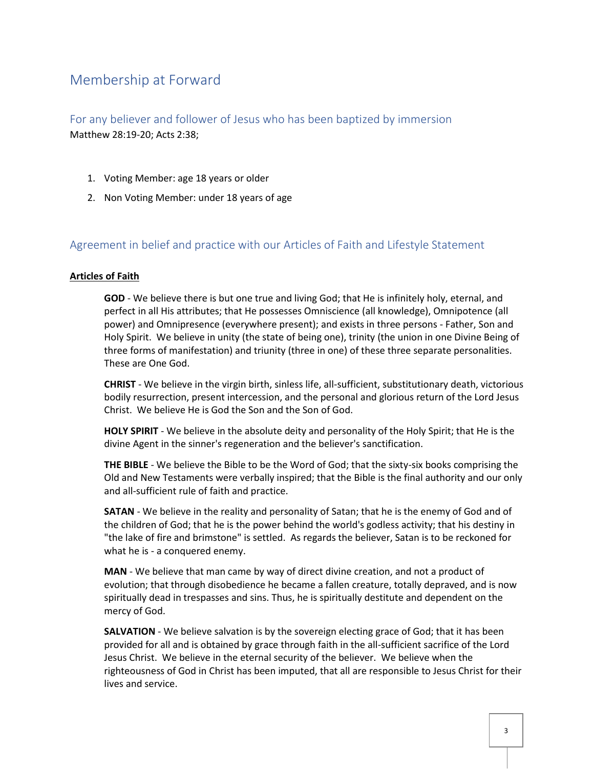# Membership at Forward

## For any believer and follower of Jesus who has been baptized by immersion

Matthew 28:19-20; Acts 2:38;

1. Voting Member: age 18 years or older
2. Non Voting Member: under 18 years of age

## Agreement in belief and practice with our Articles of Faith and Lifestyle Statement

**Articles of Faith**

**GOD** - We believe there is but one true and living God; that He is infinitely holy, eternal, and perfect in all His attributes; that He possesses Omniscience (all knowledge), Omnipotence (all power) and Omnipresence (everywhere present); and exists in three persons - Father, Son and Holy Spirit. We believe in unity (the state of being one), trinity (the union in one Divine Being of three forms of manifestation) and triunity (three in one) of these three separate personalities. These are One God.

**CHRIST** - We believe in the virgin birth, sinless life, all-sufficient, substitutionary death, victorious bodily resurrection, present intercession, and the personal and glorious return of the Lord Jesus Christ. We believe He is God the Son and the Son of God.

**HOLY SPIRIT** - We believe in the absolute deity and personality of the Holy Spirit; that He is the divine Agent in the sinner's regeneration and the believer's sanctification.

**THE BIBLE** - We believe the Bible to be the Word of God; that the sixty-six books comprising the Old and New Testaments were verbally inspired; that the Bible is the final authority and our only and all-sufficient rule of faith and practice.

**SATAN** - We believe in the reality and personality of Satan; that he is the enemy of God and of the children of God; that he is the power behind the world's godless activity; that his destiny in "the lake of fire and brimstone" is settled. As regards the believer, Satan is to be reckoned for what he is - a conquered enemy.

**MAN** - We believe that man came by way of direct divine creation, and not a product of evolution; that through disobedience he became a fallen creature, totally depraved, and is now spiritually dead in trespasses and sins. Thus, he is spiritually destitute and dependent on the mercy of God.

**SALVATION** - We believe salvation is by the sovereign electing grace of God; that it has been provided for all and is obtained by grace through faith in the all-sufficient sacrifice of the Lord Jesus Christ. We believe in the eternal security of the believer. We believe when the righteousness of God in Christ has been imputed, that all are responsible to Jesus Christ for their lives and service.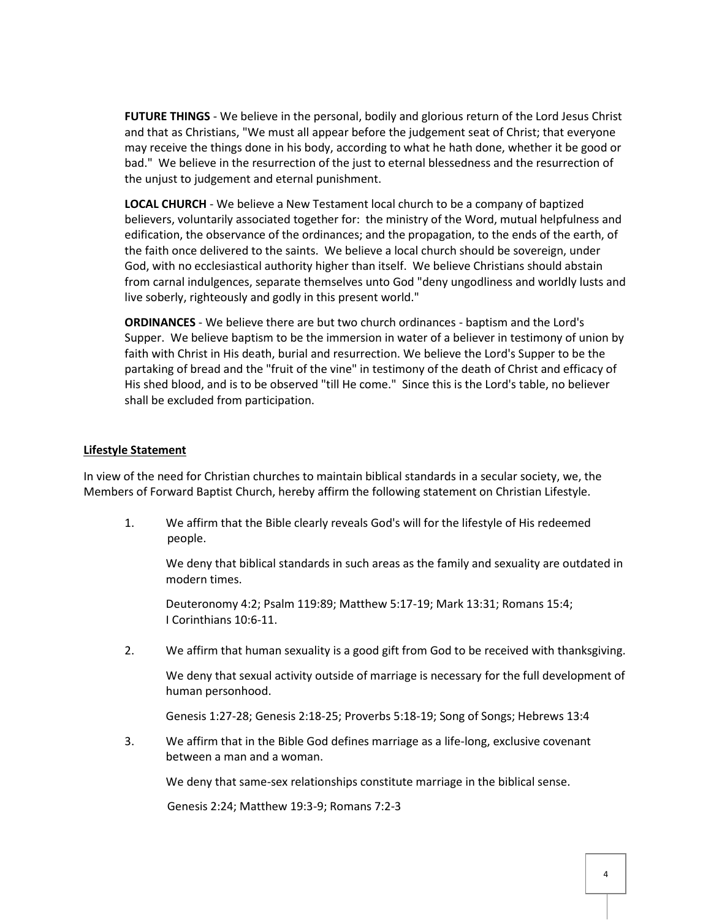**FUTURE THINGS** - We believe in the personal, bodily and glorious return of the Lord Jesus Christ and that as Christians, "We must all appear before the judgement seat of Christ; that everyone may receive the things done in his body, according to what he hath done, whether it be good or bad." We believe in the resurrection of the just to eternal blessedness and the resurrection of the unjust to judgement and eternal punishment.

**LOCAL CHURCH** - We believe a New Testament local church to be a company of baptized believers, voluntarily associated together for: the ministry of the Word, mutual helpfulness and edification, the observance of the ordinances; and the propagation, to the ends of the earth, of the faith once delivered to the saints. We believe a local church should be sovereign, under God, with no ecclesiastical authority higher than itself. We believe Christians should abstain from carnal indulgences, separate themselves unto God "deny ungodliness and worldly lusts and live soberly, righteously and godly in this present world."

**ORDINANCES** - We believe there are but two church ordinances - baptism and the Lord's Supper. We believe baptism to be the immersion in water of a believer in testimony of union by faith with Christ in His death, burial and resurrection. We believe the Lord's Supper to be the partaking of bread and the "fruit of the vine" in testimony of the death of Christ and efficacy of His shed blood, and is to be observed "till He come." Since this is the Lord's table, no believer shall be excluded from participation.

## Lifestyle Statement

In view of the need for Christian churches to maintain biblical standards in a secular society, we, the Members of Forward Baptist Church, hereby affirm the following statement on Christian Lifestyle.

1. We affirm that the Bible clearly reveals God's will for the lifestyle of His redeemed people.

   We deny that biblical standards in such areas as the family and sexuality are outdated in modern times.

   Deuteronomy 4:2; Psalm 119:89; Matthew 5:17-19; Mark 13:31; Romans 15:4; I Corinthians 10:6-11.

2. We affirm that human sexuality is a good gift from God to be received with thanksgiving.

   We deny that sexual activity outside of marriage is necessary for the full development of human personhood.

   Genesis 1:27-28; Genesis 2:18-25; Proverbs 5:18-19; Song of Songs; Hebrews 13:4

3. We affirm that in the Bible God defines marriage as a life-long, exclusive covenant between a man and a woman.

   We deny that same-sex relationships constitute marriage in the biblical sense.

   Genesis 2:24; Matthew 19:3-9; Romans 7:2-3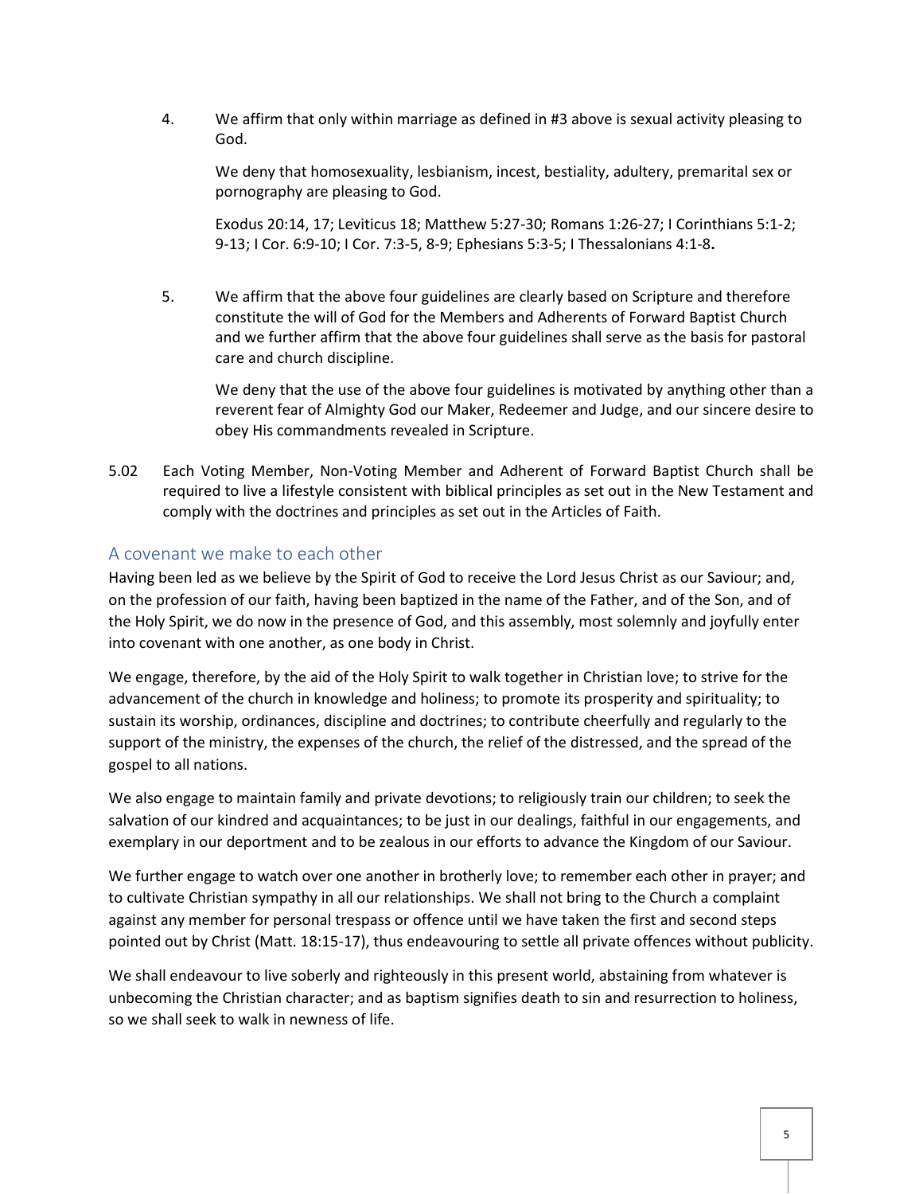4. We affirm that only within marriage as defined in #3 above is sexual activity pleasing to God.

   We deny that homosexuality, lesbianism, incest, bestiality, adultery, premarital sex or pornography are pleasing to God.

   Exodus 20:14, 17; Leviticus 18; Matthew 5:27-30; Romans 1:26-27; I Corinthians 5:1-2; 9-13; I Cor. 6:9-10; I Cor. 7:3-5, 8-9; Ephesians 5:3-5; I Thessalonians 4:1-8**.**

5. We affirm that the above four guidelines are clearly based on Scripture and therefore constitute the will of God for the Members and Adherents of Forward Baptist Church and we further affirm that the above four guidelines shall serve as the basis for pastoral care and church discipline.

   We deny that the use of the above four guidelines is motivated by anything other than a reverent fear of Almighty God our Maker, Redeemer and Judge, and our sincere desire to obey His commandments revealed in Scripture.

5.02 Each Voting Member, Non-Voting Member and Adherent of Forward Baptist Church shall be required to live a lifestyle consistent with biblical principles as set out in the New Testament and comply with the doctrines and principles as set out in the Articles of Faith.

## A covenant we make to each other

Having been led as we believe by the Spirit of God to receive the Lord Jesus Christ as our Saviour; and, on the profession of our faith, having been baptized in the name of the Father, and of the Son, and of the Holy Spirit, we do now in the presence of God, and this assembly, most solemnly and joyfully enter into covenant with one another, as one body in Christ.

We engage, therefore, by the aid of the Holy Spirit to walk together in Christian love; to strive for the advancement of the church in knowledge and holiness; to promote its prosperity and spirituality; to sustain its worship, ordinances, discipline and doctrines; to contribute cheerfully and regularly to the support of the ministry, the expenses of the church, the relief of the distressed, and the spread of the gospel to all nations.

We also engage to maintain family and private devotions; to religiously train our children; to seek the salvation of our kindred and acquaintances; to be just in our dealings, faithful in our engagements, and exemplary in our deportment and to be zealous in our efforts to advance the Kingdom of our Saviour.

We further engage to watch over one another in brotherly love; to remember each other in prayer; and to cultivate Christian sympathy in all our relationships. We shall not bring to the Church a complaint against any member for personal trespass or offence until we have taken the first and second steps pointed out by Christ (Matt. 18:15-17), thus endeavouring to settle all private offences without publicity.

We shall endeavour to live soberly and righteously in this present world, abstaining from whatever is unbecoming the Christian character; and as baptism signifies death to sin and resurrection to holiness, so we shall seek to walk in newness of life.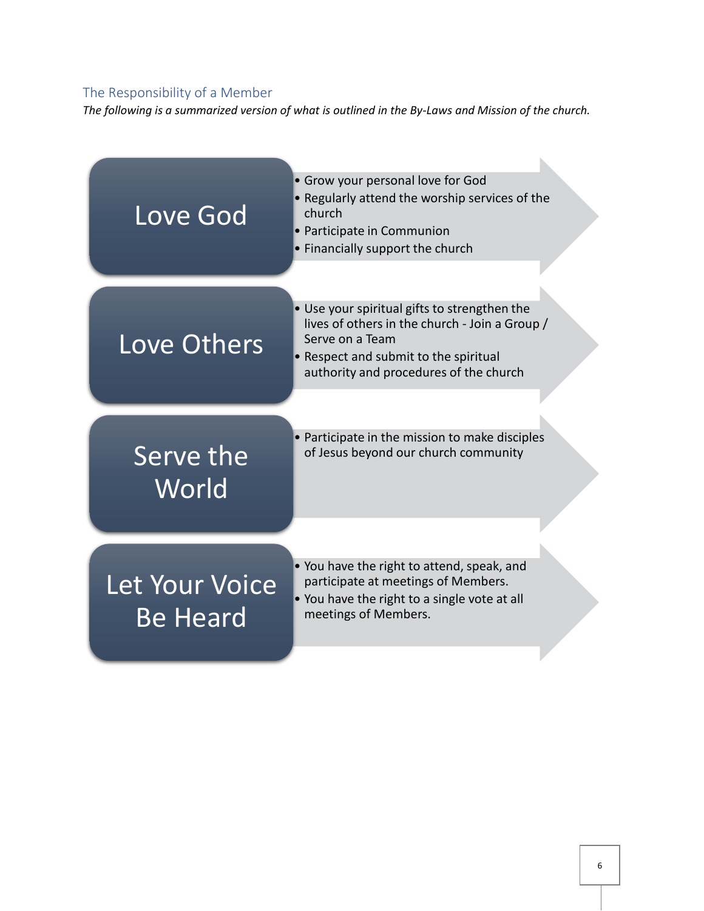## The Responsibility of a Member

*The following is a summarized version of what is outlined in the By-Laws and Mission of the church.*

### Love God

- Grow your personal love for God
- Regularly attend the worship services of the church
- Participate in Communion
- Financially support the church

### Love Others

- Use your spiritual gifts to strengthen the lives of others in the church - Join a Group / Serve on a Team
- Respect and submit to the spiritual authority and procedures of the church

### Serve the World

- Participate in the mission to make disciples of Jesus beyond our church community

### Let Your Voice Be Heard

- You have the right to attend, speak, and participate at meetings of Members.
- You have the right to a single vote at all meetings of Members.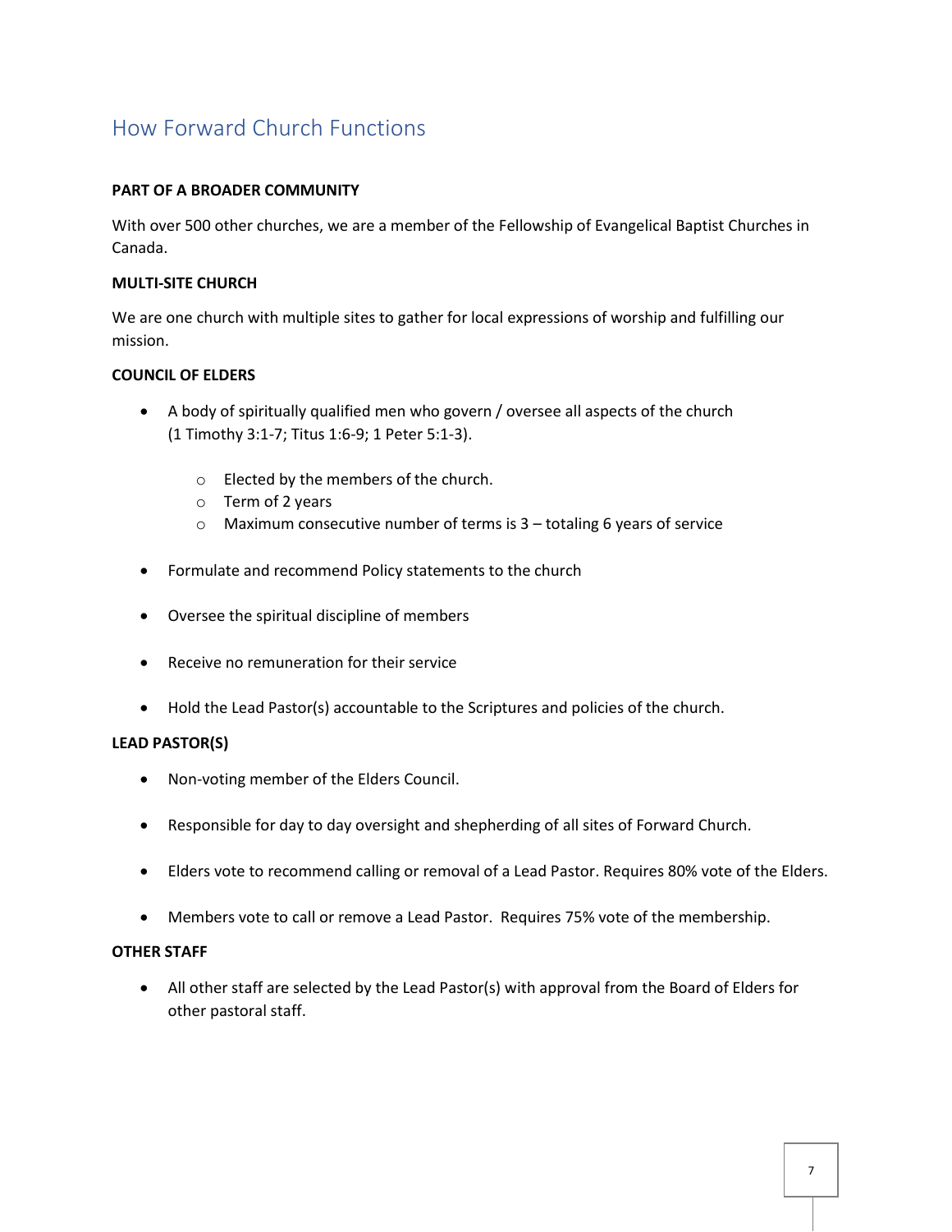# How Forward Church Functions

**PART OF A BROADER COMMUNITY**

With over 500 other churches, we are a member of the Fellowship of Evangelical Baptist Churches in Canada.

**MULTI-SITE CHURCH**

We are one church with multiple sites to gather for local expressions of worship and fulfilling our mission.

**COUNCIL OF ELDERS**

- A body of spiritually qualified men who govern / oversee all aspects of the church (1 Timothy 3:1-7; Titus 1:6-9; 1 Peter 5:1-3).
    - Elected by the members of the church.
    - Term of 2 years
    - Maximum consecutive number of terms is 3 – totaling 6 years of service
- Formulate and recommend Policy statements to the church
- Oversee the spiritual discipline of members
- Receive no remuneration for their service
- Hold the Lead Pastor(s) accountable to the Scriptures and policies of the church.

**LEAD PASTOR(S)**

- Non-voting member of the Elders Council.
- Responsible for day to day oversight and shepherding of all sites of Forward Church.
- Elders vote to recommend calling or removal of a Lead Pastor. Requires 80% vote of the Elders.
- Members vote to call or remove a Lead Pastor. Requires 75% vote of the membership.

**OTHER STAFF**

- All other staff are selected by the Lead Pastor(s) with approval from the Board of Elders for other pastoral staff.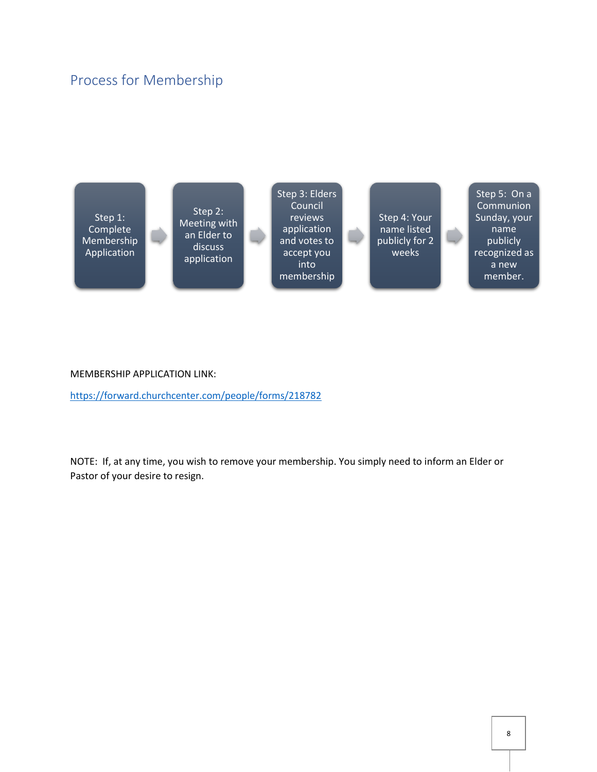## Process for Membership

Step 1: Complete Membership Application

Step 2: Meeting with an Elder to discuss application

Step 3: Elders Council reviews application and votes to accept you into membership

Step 4: Your name listed publicly for 2 weeks

Step 5: On a Communion Sunday, your name publicly recognized as a new member.

MEMBERSHIP APPLICATION LINK:

https://forward.churchcenter.com/people/forms/218782

NOTE: If, at any time, you wish to remove your membership. You simply need to inform an Elder or Pastor of your desire to resign.